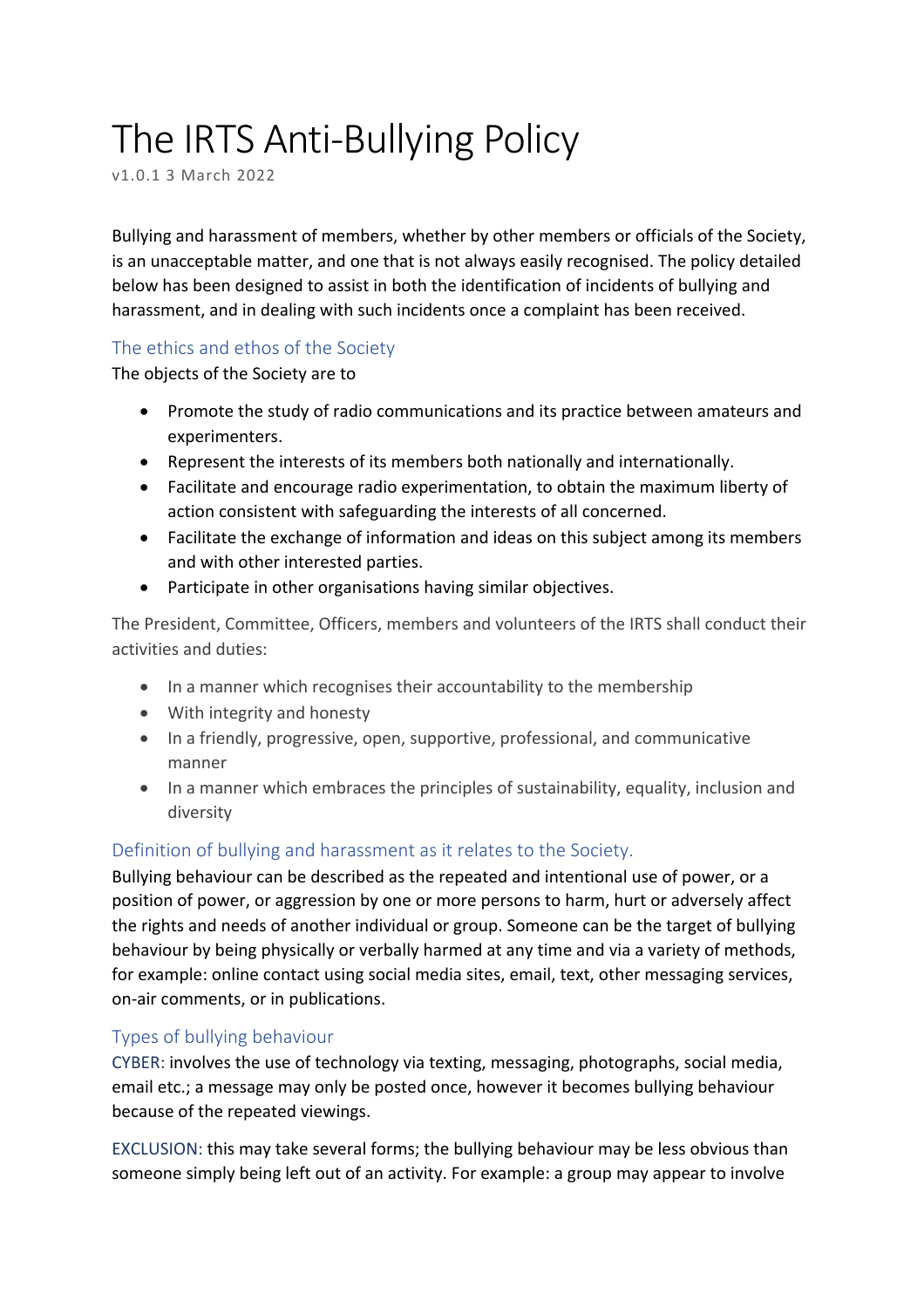# The IRTS Anti-Bullying Policy

v1.0.1 3 March 2022

Bullying and harassment of members, whether by other members or officials of the Society, is an unacceptable matter, and one that is not always easily recognised. The policy detailed below has been designed to assist in both the identification of incidents of bullying and harassment, and in dealing with such incidents once a complaint has been received.

## The ethics and ethos of the Society

The objects of the Society are to

- Promote the study of radio communications and its practice between amateurs and experimenters.
- Represent the interests of its members both nationally and internationally.
- Facilitate and encourage radio experimentation, to obtain the maximum liberty of action consistent with safeguarding the interests of all concerned.
- Facilitate the exchange of information and ideas on this subject among its members and with other interested parties.
- Participate in other organisations having similar objectives.

The President, Committee, Officers, members and volunteers of the IRTS shall conduct their activities and duties:

- In a manner which recognises their accountability to the membership
- With integrity and honesty
- In a friendly, progressive, open, supportive, professional, and communicative manner
- In a manner which embraces the principles of sustainability, equality, inclusion and diversity

## Definition of bullying and harassment as it relates to the Society.

Bullying behaviour can be described as the repeated and intentional use of power, or a position of power, or aggression by one or more persons to harm, hurt or adversely affect the rights and needs of another individual or group. Someone can be the target of bullying behaviour by being physically or verbally harmed at any time and via a variety of methods, for example: online contact using social media sites, email, text, other messaging services, on-air comments, or in publications.

## Types of bullying behaviour

CYBER: involves the use of technology via texting, messaging, photographs, social media, email etc.; a message may only be posted once, however it becomes bullying behaviour because of the repeated viewings.

EXCLUSION: this may take several forms; the bullying behaviour may be less obvious than someone simply being left out of an activity. For example: a group may appear to involve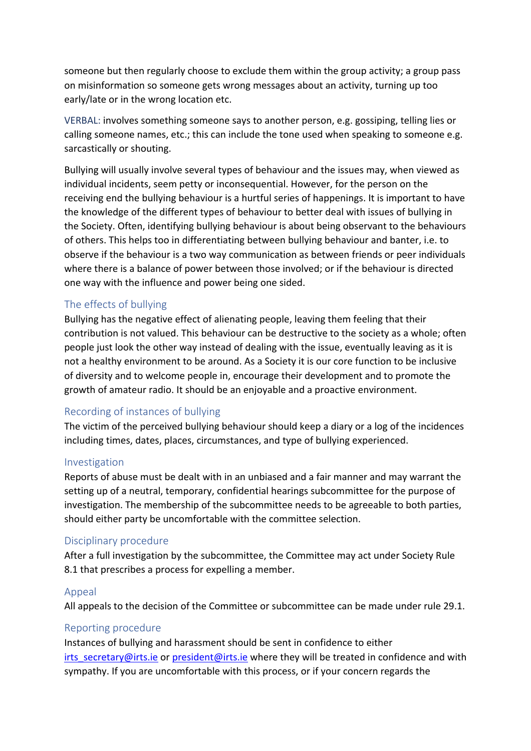someone but then regularly choose to exclude them within the group activity; a group pass on misinformation so someone gets wrong messages about an activity, turning up too early/late or in the wrong location etc.

VERBAL: involves something someone says to another person, e.g. gossiping, telling lies or calling someone names, etc.; this can include the tone used when speaking to someone e.g. sarcastically or shouting.

Bullying will usually involve several types of behaviour and the issues may, when viewed as individual incidents, seem petty or inconsequential. However, for the person on the receiving end the bullying behaviour is a hurtful series of happenings. It is important to have the knowledge of the different types of behaviour to better deal with issues of bullying in the Society. Often, identifying bullying behaviour is about being observant to the behaviours of others. This helps too in differentiating between bullying behaviour and banter, i.e. to observe if the behaviour is a two way communication as between friends or peer individuals where there is a balance of power between those involved; or if the behaviour is directed one way with the influence and power being one sided.

## The effects of bullying

Bullying has the negative effect of alienating people, leaving them feeling that their contribution is not valued. This behaviour can be destructive to the society as a whole; often people just look the other way instead of dealing with the issue, eventually leaving as it is not a healthy environment to be around. As a Society it is our core function to be inclusive of diversity and to welcome people in, encourage their development and to promote the growth of amateur radio. It should be an enjoyable and a proactive environment.

## Recording of instances of bullying

The victim of the perceived bullying behaviour should keep a diary or a log of the incidences including times, dates, places, circumstances, and type of bullying experienced.

## Investigation

Reports of abuse must be dealt with in an unbiased and a fair manner and may warrant the setting up of a neutral, temporary, confidential hearings subcommittee for the purpose of investigation. The membership of the subcommittee needs to be agreeable to both parties, should either party be uncomfortable with the committee selection.

## Disciplinary procedure

After a full investigation by the subcommittee, the Committee may act under Society Rule 8.1 that prescribes a process for expelling a member.

## Appeal

All appeals to the decision of the Committee or subcommittee can be made under rule 29.1.

## Reporting procedure

Instances of bullying and harassment should be sent in confidence to either irts_secretary@irts.ie or president@irts.ie where they will be treated in confidence and with sympathy. If you are uncomfortable with this process, or if your concern regards the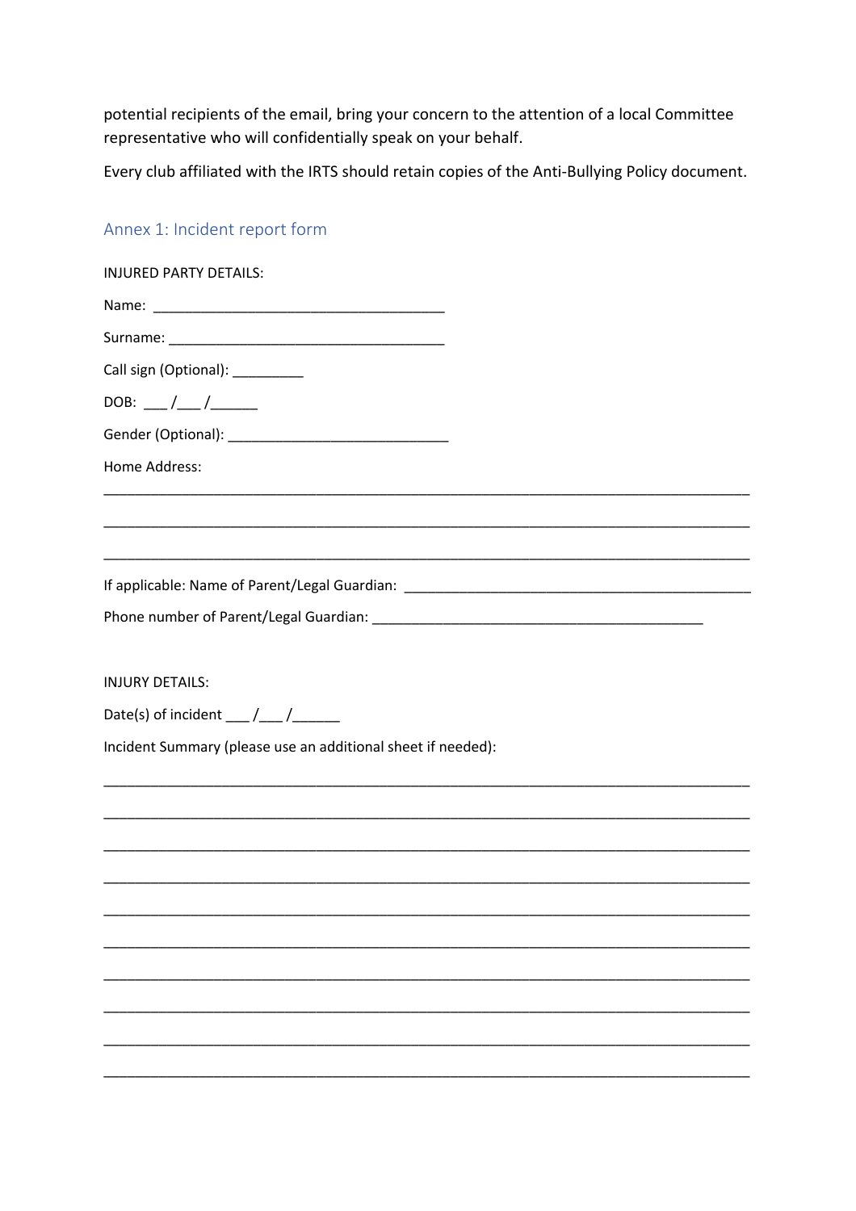potential recipients of the email, bring your concern to the attention of a local Committee representative who will confidentially speak on your behalf.

Every club affiliated with the IRTS should retain copies of the Anti-Bullying Policy document.

## Annex 1: Incident report form

INJURED PARTY DETAILS:

Name: ______________________________________

Surname: ____________________________________

Call sign (Optional): _________

DOB: ___ /___ /______

Gender (Optional): ____________________________

Home Address:

____________________________________________________________________________________

____________________________________________________________________________________

____________________________________________________________________________________

If applicable: Name of Parent/Legal Guardian: ______________________________________________

Phone number of Parent/Legal Guardian: ___________________________________________

INJURY DETAILS:

Date(s) of incident ___ /___ /______

Incident Summary (please use an additional sheet if needed):

____________________________________________________________________________________

____________________________________________________________________________________

____________________________________________________________________________________

____________________________________________________________________________________

____________________________________________________________________________________

____________________________________________________________________________________

____________________________________________________________________________________

____________________________________________________________________________________

____________________________________________________________________________________

____________________________________________________________________________________